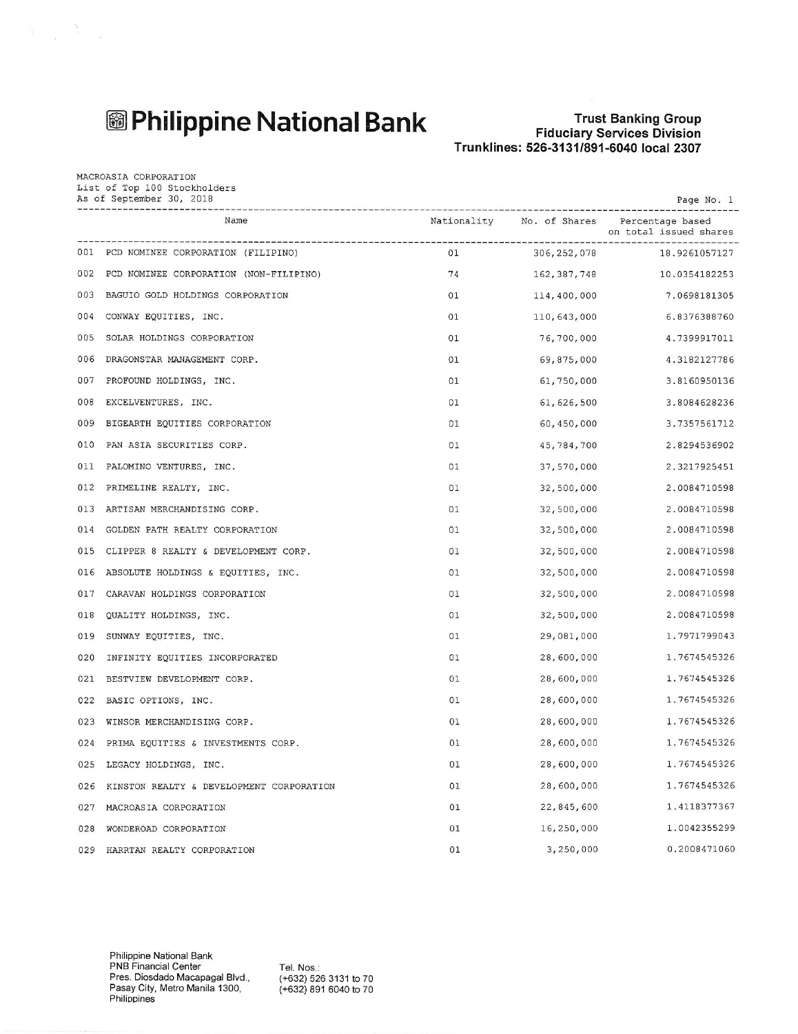# Philippine National Bank

**Trust Banking Group**
**Fiduciary Services Division**
**Trunklines: 526-3131/891-6040 local 2307**

MACROASIA CORPORATION
List of Top 100 Stockholders
As of September 30, 2018

| | Name | Nationality | No. of Shares | Percentage based on total issued shares |
|---|---|---|---|---|
| 001 | PCD NOMINEE CORPORATION (FILIPINO) | 01 | 306,252,078 | 18.9261057127 |
| 002 | PCD NOMINEE CORPORATION (NON-FILIPINO) | 74 | 162,387,748 | 10.0354182253 |
| 003 | BAGUIO GOLD HOLDINGS CORPORATION | 01 | 114,400,000 | 7.0698181305 |
| 004 | CONWAY EQUITIES, INC. | 01 | 110,643,000 | 6.8376388760 |
| 005 | SOLAR HOLDINGS CORPORATION | 01 | 76,700,000 | 4.7399917011 |
| 006 | DRAGONSTAR MANAGEMENT CORP. | 01 | 69,875,000 | 4.3182127786 |
| 007 | PROFOUND HOLDINGS, INC. | 01 | 61,750,000 | 3.8160950136 |
| 008 | EXCELVENTURES, INC. | 01 | 61,626,500 | 3.8084628236 |
| 009 | BIGEARTH EQUITIES CORPORATION | 01 | 60,450,000 | 3.7357561712 |
| 010 | PAN ASIA SECURITIES CORP. | 01 | 45,784,700 | 2.8294536902 |
| 011 | PALOMINO VENTURES, INC. | 01 | 37,570,000 | 2.3217925451 |
| 012 | PRIMELINE REALTY, INC. | 01 | 32,500,000 | 2.0084710598 |
| 013 | ARTISAN MERCHANDISING CORP. | 01 | 32,500,000 | 2.0084710598 |
| 014 | GOLDEN PATH REALTY CORPORATION | 01 | 32,500,000 | 2.0084710598 |
| 015 | CLIPPER 8 REALTY & DEVELOPMENT CORP. | 01 | 32,500,000 | 2.0084710598 |
| 016 | ABSOLUTE HOLDINGS & EQUITIES, INC. | 01 | 32,500,000 | 2.0084710598 |
| 017 | CARAVAN HOLDINGS CORPORATION | 01 | 32,500,000 | 2.0084710598 |
| 018 | QUALITY HOLDINGS, INC. | 01 | 32,500,000 | 2.0084710598 |
| 019 | SUNWAY EQUITIES, INC. | 01 | 29,081,000 | 1.7971799043 |
| 020 | INFINITY EQUITIES INCORPORATED | 01 | 28,600,000 | 1.7674545326 |
| 021 | BESTVIEW DEVELOPMENT CORP. | 01 | 28,600,000 | 1.7674545326 |
| 022 | BASIC OPTIONS, INC. | 01 | 28,600,000 | 1.7674545326 |
| 023 | WINSOR MERCHANDISING CORP. | 01 | 28,600,000 | 1.7674545326 |
| 024 | PRIMA EQUITIES & INVESTMENTS CORP. | 01 | 28,600,000 | 1.7674545326 |
| 025 | LEGACY HOLDINGS, INC. | 01 | 28,600,000 | 1.7674545326 |
| 026 | KINSTON REALTY & DEVELOPMENT CORPORATION | 01 | 28,600,000 | 1.7674545326 |
| 027 | MACROASIA CORPORATION | 01 | 22,845,600 | 1.4118377367 |
| 028 | WONDEROAD CORPORATION | 01 | 16,250,000 | 1.0042355299 |
| 029 | HARRTAN REALTY CORPORATION | 01 | 3,250,000 | 0.2008471060 |

Philippine National Bank
PNB Financial Center
Pres. Diosdado Macapagal Blvd.,
Pasay City, Metro Manila 1300,
Philippines

Tel. Nos.:
(+632) 526 3131 to 70
(+632) 891 6040 to 70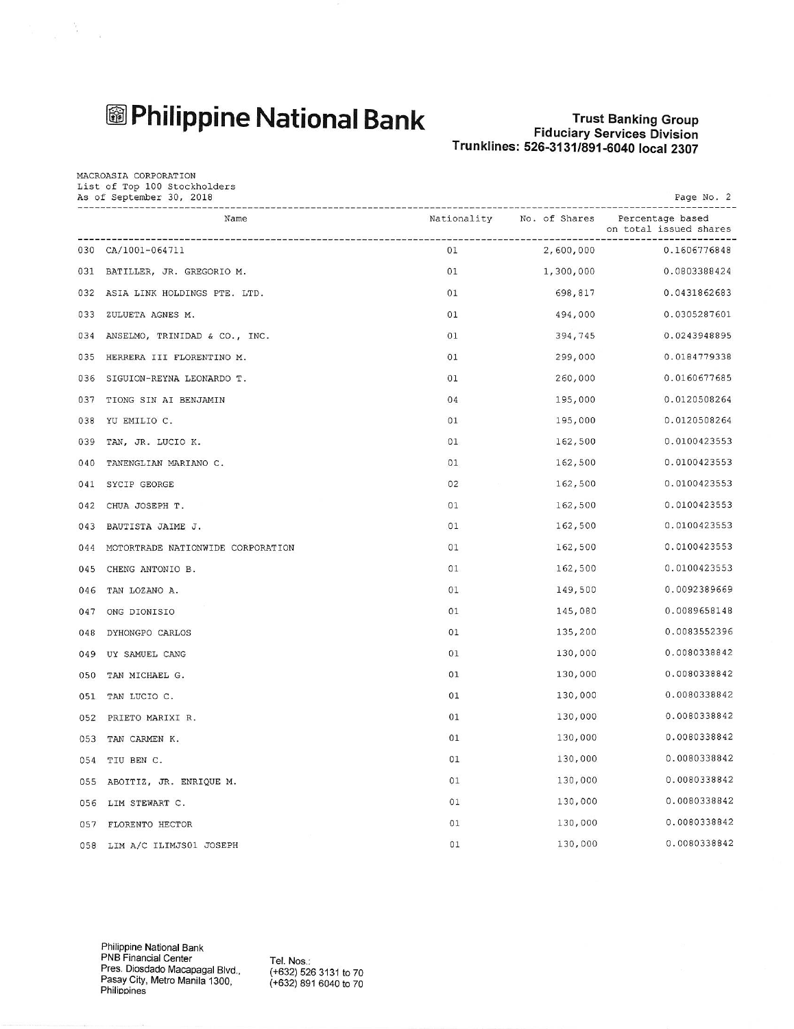# Philippine National Bank

**Trust Banking Group**
**Fiduciary Services Division**
**Trunklines: 526-3131/891-6040 local 2307**

MACROASIA CORPORATION
List of Top 100 Stockholders
As of September 30, 2018

| | Name | Nationality | No. of Shares | Percentage based on total issued shares |
|---|---|---|---|---|
| 030 | CA/1001-064711 | 01 | 2,600,000 | 0.1606776848 |
| 031 | BATILLER, JR. GREGORIO M. | 01 | 1,300,000 | 0.0803388424 |
| 032 | ASIA LINK HOLDINGS PTE. LTD. | 01 | 698,817 | 0.0431862683 |
| 033 | ZULUETA AGNES M. | 01 | 494,000 | 0.0305287601 |
| 034 | ANSELMO, TRINIDAD & CO., INC. | 01 | 394,745 | 0.0243948895 |
| 035 | HERRERA III FLORENTINO M. | 01 | 299,000 | 0.0184779338 |
| 036 | SIGUION-REYNA LEONARDO T. | 01 | 260,000 | 0.0160677685 |
| 037 | TIONG SIN AI BENJAMIN | 04 | 195,000 | 0.0120508264 |
| 038 | YU EMILIO C. | 01 | 195,000 | 0.0120508264 |
| 039 | TAN, JR. LUCIO K. | 01 | 162,500 | 0.0100423553 |
| 040 | TANENGLIAN MARIANO C. | 01 | 162,500 | 0.0100423553 |
| 041 | SYCIP GEORGE | 02 | 162,500 | 0.0100423553 |
| 042 | CHUA JOSEPH T. | 01 | 162,500 | 0.0100423553 |
| 043 | BAUTISTA JAIME J. | 01 | 162,500 | 0.0100423553 |
| 044 | MOTORTRADE NATIONWIDE CORPORATION | 01 | 162,500 | 0.0100423553 |
| 045 | CHENG ANTONIO B. | 01 | 162,500 | 0.0100423553 |
| 046 | TAN LOZANO A. | 01 | 149,500 | 0.0092389669 |
| 047 | ONG DIONISIO | 01 | 145,080 | 0.0089658148 |
| 048 | DYHONGPO CARLOS | 01 | 135,200 | 0.0083552396 |
| 049 | UY SAMUEL CANG | 01 | 130,000 | 0.0080338842 |
| 050 | TAN MICHAEL G. | 01 | 130,000 | 0.0080338842 |
| 051 | TAN LUCIO C. | 01 | 130,000 | 0.0080338842 |
| 052 | PRIETO MARIXI R. | 01 | 130,000 | 0.0080338842 |
| 053 | TAN CARMEN K. | 01 | 130,000 | 0.0080338842 |
| 054 | TIU BEN C. | 01 | 130,000 | 0.0080338842 |
| 055 | ABOITIZ, JR. ENRIQUE M. | 01 | 130,000 | 0.0080338842 |
| 056 | LIM STEWART C. | 01 | 130,000 | 0.0080338842 |
| 057 | FLORENTO HECTOR | 01 | 130,000 | 0.0080338842 |
| 058 | LIM A/C ILIMJS01 JOSEPH | 01 | 130,000 | 0.0080338842 |

Philippine National Bank
PNB Financial Center
Pres. Diosdado Macapagal Blvd.,
Pasay City, Metro Manila 1300,
Philippines

Tel. Nos.:
(+632) 526 3131 to 70
(+632) 891 6040 to 70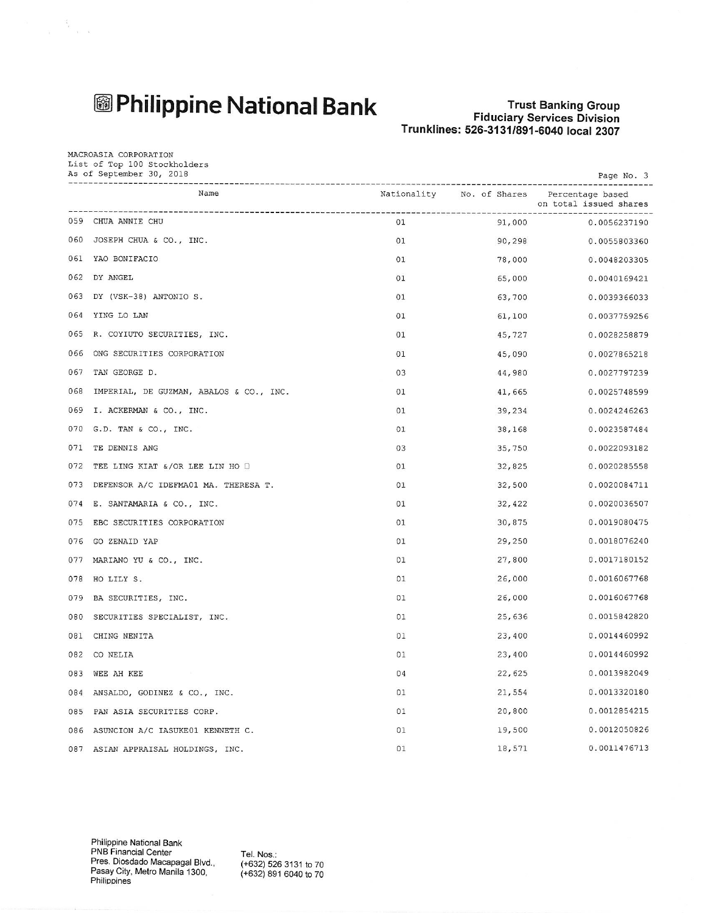# Philippine National Bank

**Trust Banking Group**
**Fiduciary Services Division**
**Trunklines: 526-3131/891-6040 local 2307**

MACROASIA CORPORATION
List of Top 100 Stockholders
As of September 30, 2018

| | Name | Nationality | No. of Shares | Percentage based on total issued shares |
|---|---|---|---|---|
| 059 | CHUA ANNIE CHU | 01 | 91,000 | 0.0056237190 |
| 060 | JOSEPH CHUA & CO., INC. | 01 | 90,298 | 0.0055803360 |
| 061 | YAO BONIFACIO | 01 | 78,000 | 0.0048203305 |
| 062 | DY ANGEL | 01 | 65,000 | 0.0040169421 |
| 063 | DY (VSK-38) ANTONIO S. | 01 | 63,700 | 0.0039366033 |
| 064 | YING LO LAN | 01 | 61,100 | 0.0037759256 |
| 065 | R. COYIUTO SECURITIES, INC. | 01 | 45,727 | 0.0028258879 |
| 066 | ONG SECURITIES CORPORATION | 01 | 45,090 | 0.0027865218 |
| 067 | TAN GEORGE D. | 03 | 44,980 | 0.0027797239 |
| 068 | IMPERIAL, DE GUZMAN, ABALOS & CO., INC. | 01 | 41,665 | 0.0025748599 |
| 069 | I. ACKERMAN & CO., INC. | 01 | 39,234 | 0.0024246263 |
| 070 | G.D. TAN & CO., INC. | 01 | 38,168 | 0.0023587484 |
| 071 | TE DENNIS ANG | 03 | 35,750 | 0.0022093182 |
| 072 | TEE LING KIAT &/OR LEE LIN HO | 01 | 32,825 | 0.0020285558 |
| 073 | DEFENSOR A/C IDEFMA01 MA. THERESA T. | 01 | 32,500 | 0.0020084711 |
| 074 | E. SANTAMARIA & CO., INC. | 01 | 32,422 | 0.0020036507 |
| 075 | EBC SECURITIES CORPORATION | 01 | 30,875 | 0.0019080475 |
| 076 | GO ZENAID YAP | 01 | 29,250 | 0.0018076240 |
| 077 | MARIANO YU & CO., INC. | 01 | 27,800 | 0.0017180152 |
| 078 | HO LILY S. | 01 | 26,000 | 0.0016067768 |
| 079 | BA SECURITIES, INC. | 01 | 26,000 | 0.0016067768 |
| 080 | SECURITIES SPECIALIST, INC. | 01 | 25,636 | 0.0015842820 |
| 081 | CHING NENITA | 01 | 23,400 | 0.0014460992 |
| 082 | CO NELIA | 01 | 23,400 | 0.0014460992 |
| 083 | WEE AH KEE | 04 | 22,625 | 0.0013982049 |
| 084 | ANSALDO, GODINEZ & CO., INC. | 01 | 21,554 | 0.0013320180 |
| 085 | PAN ASIA SECURITIES CORP. | 01 | 20,800 | 0.0012854215 |
| 086 | ASUNCION A/C IASUKE01 KENNETH C. | 01 | 19,500 | 0.0012050826 |
| 087 | ASIAN APPRAISAL HOLDINGS, INC. | 01 | 18,571 | 0.0011476713 |

Philippine National Bank
PNB Financial Center
Pres. Diosdado Macapagal Blvd.,
Pasay City, Metro Manila 1300,
Philippines

Tel. Nos.:
(+632) 526 3131 to 70
(+632) 891 6040 to 70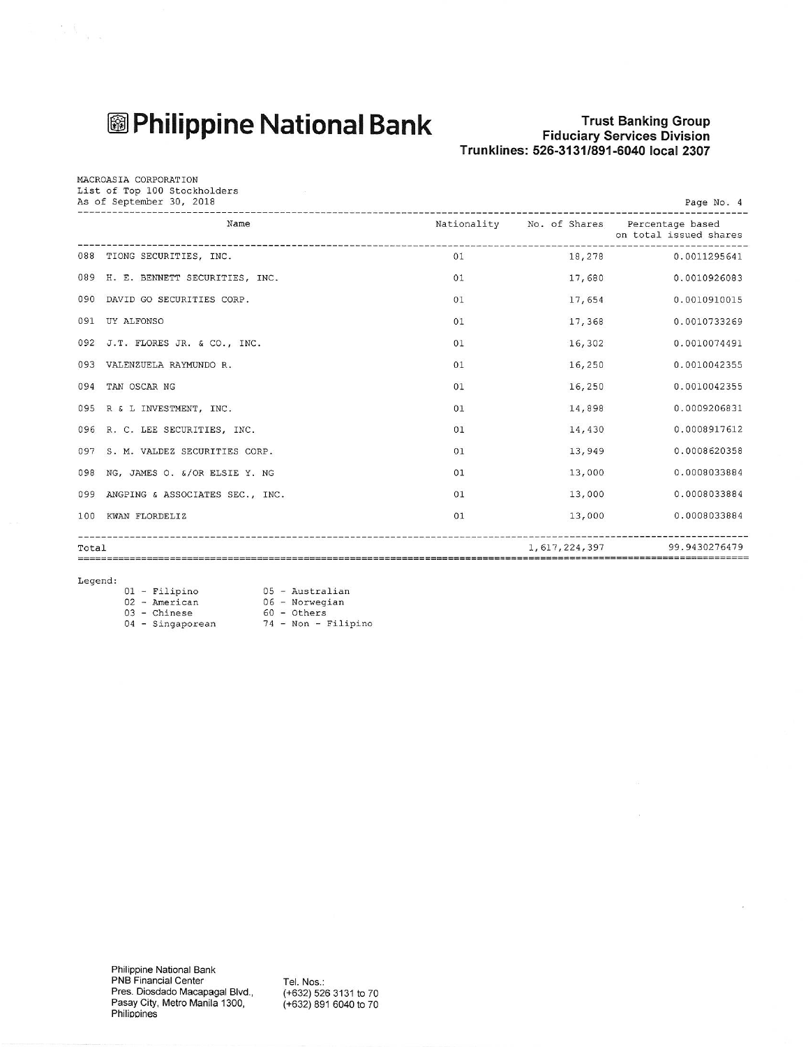# Philippine National Bank

**Trust Banking Group**
**Fiduciary Services Division**
**Trunklines: 526-3131/891-6040 local 2307**

MACROASIA CORPORATION
List of Top 100 Stockholders
As of September 30, 2018

| | Name | Nationality | No. of Shares | Percentage based on total issued shares |
|---|---|---|---|---|
| 088 | TIONG SECURITIES, INC. | 01 | 18,278 | 0.0011295641 |
| 089 | H. E. BENNETT SECURITIES, INC. | 01 | 17,680 | 0.0010926083 |
| 090 | DAVID GO SECURITIES CORP. | 01 | 17,654 | 0.0010910015 |
| 091 | UY ALFONSO | 01 | 17,368 | 0.0010733269 |
| 092 | J.T. FLORES JR. & CO., INC. | 01 | 16,302 | 0.0010074491 |
| 093 | VALENZUELA RAYMUNDO R. | 01 | 16,250 | 0.0010042355 |
| 094 | TAN OSCAR NG | 01 | 16,250 | 0.0010042355 |
| 095 | R & L INVESTMENT, INC. | 01 | 14,898 | 0.0009206831 |
| 096 | R. C. LEE SECURITIES, INC. | 01 | 14,430 | 0.0008917612 |
| 097 | S. M. VALDEZ SECURITIES CORP. | 01 | 13,949 | 0.0008620358 |
| 098 | NG, JAMES O. &/OR ELSIE Y. NG | 01 | 13,000 | 0.0008033884 |
| 099 | ANGPING & ASSOCIATES SEC., INC. | 01 | 13,000 | 0.0008033884 |
| 100 | KWAN FLORDELIZ | 01 | 13,000 | 0.0008033884 |
| Total | | | 1,617,224,397 | 99.9430276479 |

Legend:

| | |
|---|---|
| 01 - Filipino | 05 - Australian |
| 02 - American | 06 - Norwegian |
| 03 - Chinese | 60 - Others |
| 04 - Singaporean | 74 - Non - Filipino |

Philippine National Bank
PNB Financial Center
Pres. Diosdado Macapagal Blvd.,
Pasay City, Metro Manila 1300,
Philippines

Tel. Nos.:
(+632) 526 3131 to 70
(+632) 891 6040 to 70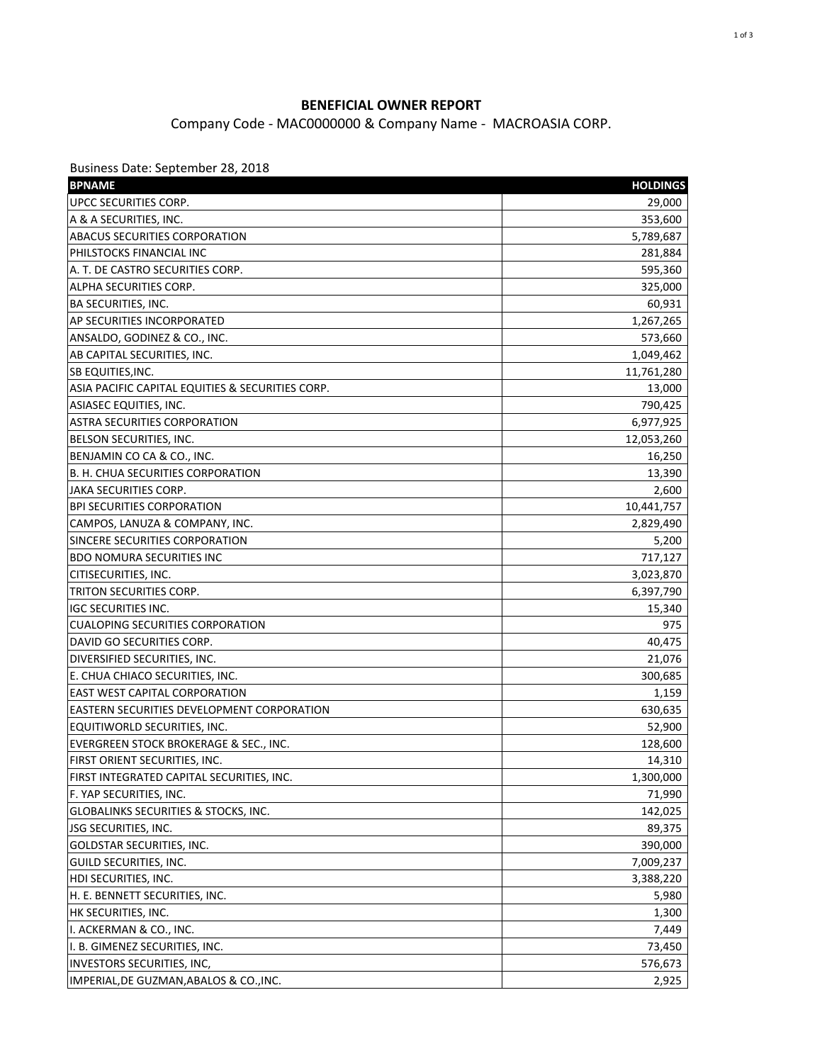## BENEFICIAL OWNER REPORT

Company Code - MAC0000000 & Company Name - MACROASIA CORP.

Business Date: September 28, 2018

| BPNAME | HOLDINGS |
|---|---:|
| UPCC SECURITIES CORP. | 29,000 |
| A & A SECURITIES, INC. | 353,600 |
| ABACUS SECURITIES CORPORATION | 5,789,687 |
| PHILSTOCKS FINANCIAL INC | 281,884 |
| A. T. DE CASTRO SECURITIES CORP. | 595,360 |
| ALPHA SECURITIES CORP. | 325,000 |
| BA SECURITIES, INC. | 60,931 |
| AP SECURITIES INCORPORATED | 1,267,265 |
| ANSALDO, GODINEZ & CO., INC. | 573,660 |
| AB CAPITAL SECURITIES, INC. | 1,049,462 |
| SB EQUITIES,INC. | 11,761,280 |
| ASIA PACIFIC CAPITAL EQUITIES & SECURITIES CORP. | 13,000 |
| ASIASEC EQUITIES, INC. | 790,425 |
| ASTRA SECURITIES CORPORATION | 6,977,925 |
| BELSON SECURITIES, INC. | 12,053,260 |
| BENJAMIN CO CA & CO., INC. | 16,250 |
| B. H. CHUA SECURITIES CORPORATION | 13,390 |
| JAKA SECURITIES CORP. | 2,600 |
| BPI SECURITIES CORPORATION | 10,441,757 |
| CAMPOS, LANUZA & COMPANY, INC. | 2,829,490 |
| SINCERE SECURITIES CORPORATION | 5,200 |
| BDO NOMURA SECURITIES INC | 717,127 |
| CITISECURITIES, INC. | 3,023,870 |
| TRITON SECURITIES CORP. | 6,397,790 |
| IGC SECURITIES INC. | 15,340 |
| CUALOPING SECURITIES CORPORATION | 975 |
| DAVID GO SECURITIES CORP. | 40,475 |
| DIVERSIFIED SECURITIES, INC. | 21,076 |
| E. CHUA CHIACO SECURITIES, INC. | 300,685 |
| EAST WEST CAPITAL CORPORATION | 1,159 |
| EASTERN SECURITIES DEVELOPMENT CORPORATION | 630,635 |
| EQUITIWORLD SECURITIES, INC. | 52,900 |
| EVERGREEN STOCK BROKERAGE & SEC., INC. | 128,600 |
| FIRST ORIENT SECURITIES, INC. | 14,310 |
| FIRST INTEGRATED CAPITAL SECURITIES, INC. | 1,300,000 |
| F. YAP SECURITIES, INC. | 71,990 |
| GLOBALINKS SECURITIES & STOCKS, INC. | 142,025 |
| JSG SECURITIES, INC. | 89,375 |
| GOLDSTAR SECURITIES, INC. | 390,000 |
| GUILD SECURITIES, INC. | 7,009,237 |
| HDI SECURITIES, INC. | 3,388,220 |
| H. E. BENNETT SECURITIES, INC. | 5,980 |
| HK SECURITIES, INC. | 1,300 |
| I. ACKERMAN & CO., INC. | 7,449 |
| I. B. GIMENEZ SECURITIES, INC. | 73,450 |
| INVESTORS SECURITIES, INC, | 576,673 |
| IMPERIAL,DE GUZMAN,ABALOS & CO.,INC. | 2,925 |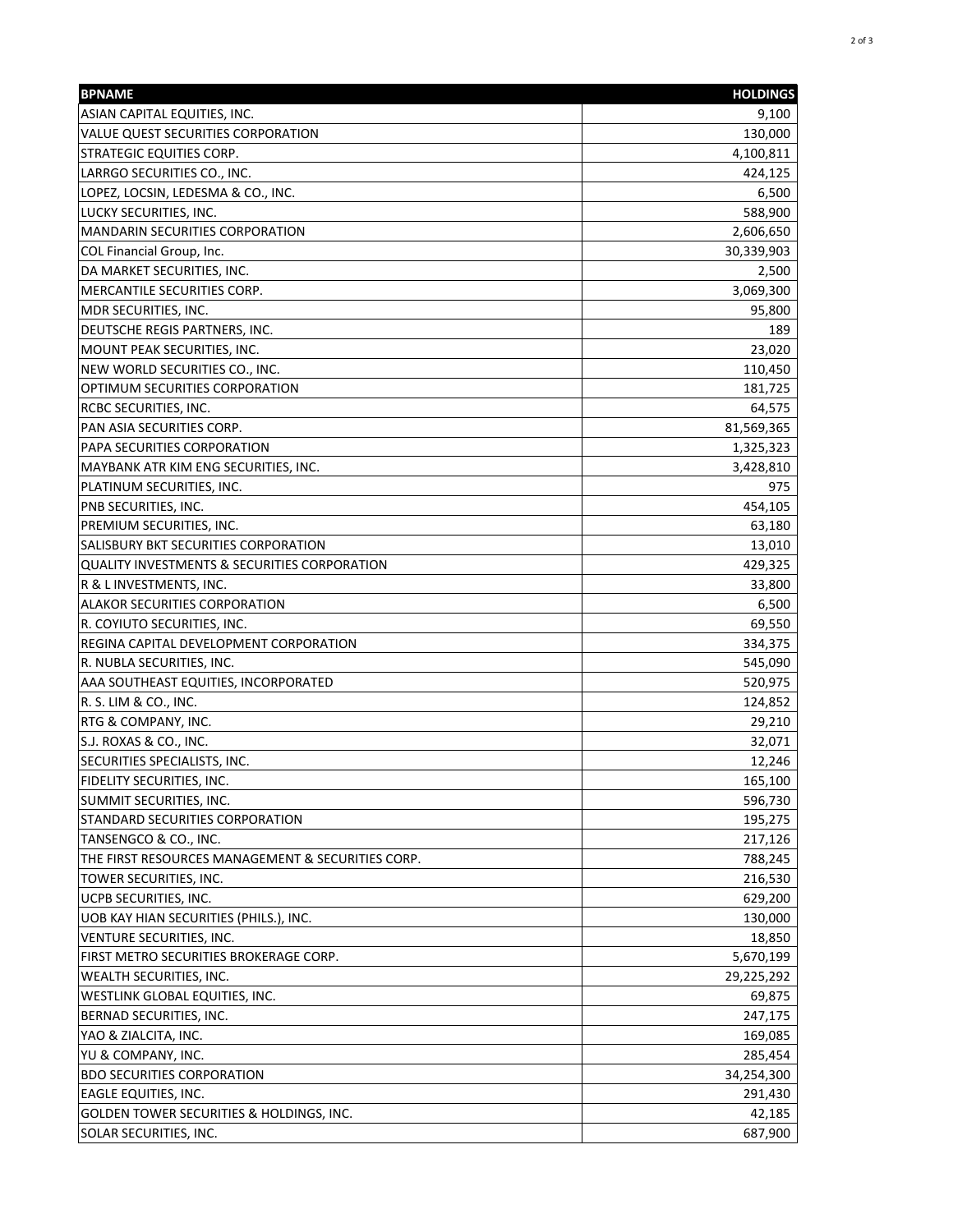| BPNAME | HOLDINGS |
| --- | ---: |
| ASIAN CAPITAL EQUITIES, INC. | 9,100 |
| VALUE QUEST SECURITIES CORPORATION | 130,000 |
| STRATEGIC EQUITIES CORP. | 4,100,811 |
| LARRGO SECURITIES CO., INC. | 424,125 |
| LOPEZ, LOCSIN, LEDESMA & CO., INC. | 6,500 |
| LUCKY SECURITIES, INC. | 588,900 |
| MANDARIN SECURITIES CORPORATION | 2,606,650 |
| COL Financial Group, Inc. | 30,339,903 |
| DA MARKET SECURITIES, INC. | 2,500 |
| MERCANTILE SECURITIES CORP. | 3,069,300 |
| MDR SECURITIES, INC. | 95,800 |
| DEUTSCHE REGIS PARTNERS, INC. | 189 |
| MOUNT PEAK SECURITIES, INC. | 23,020 |
| NEW WORLD SECURITIES CO., INC. | 110,450 |
| OPTIMUM SECURITIES CORPORATION | 181,725 |
| RCBC SECURITIES, INC. | 64,575 |
| PAN ASIA SECURITIES CORP. | 81,569,365 |
| PAPA SECURITIES CORPORATION | 1,325,323 |
| MAYBANK ATR KIM ENG SECURITIES, INC. | 3,428,810 |
| PLATINUM SECURITIES, INC. | 975 |
| PNB SECURITIES, INC. | 454,105 |
| PREMIUM SECURITIES, INC. | 63,180 |
| SALISBURY BKT SECURITIES CORPORATION | 13,010 |
| QUALITY INVESTMENTS & SECURITIES CORPORATION | 429,325 |
| R & L INVESTMENTS, INC. | 33,800 |
| ALAKOR SECURITIES CORPORATION | 6,500 |
| R. COYIUTO SECURITIES, INC. | 69,550 |
| REGINA CAPITAL DEVELOPMENT CORPORATION | 334,375 |
| R. NUBLA SECURITIES, INC. | 545,090 |
| AAA SOUTHEAST EQUITIES, INCORPORATED | 520,975 |
| R. S. LIM & CO., INC. | 124,852 |
| RTG & COMPANY, INC. | 29,210 |
| S.J. ROXAS & CO., INC. | 32,071 |
| SECURITIES SPECIALISTS, INC. | 12,246 |
| FIDELITY SECURITIES, INC. | 165,100 |
| SUMMIT SECURITIES, INC. | 596,730 |
| STANDARD SECURITIES CORPORATION | 195,275 |
| TANSENGCO & CO., INC. | 217,126 |
| THE FIRST RESOURCES MANAGEMENT & SECURITIES CORP. | 788,245 |
| TOWER SECURITIES, INC. | 216,530 |
| UCPB SECURITIES, INC. | 629,200 |
| UOB KAY HIAN SECURITIES (PHILS.), INC. | 130,000 |
| VENTURE SECURITIES, INC. | 18,850 |
| FIRST METRO SECURITIES BROKERAGE CORP. | 5,670,199 |
| WEALTH SECURITIES, INC. | 29,225,292 |
| WESTLINK GLOBAL EQUITIES, INC. | 69,875 |
| BERNAD SECURITIES, INC. | 247,175 |
| YAO & ZIALCITA, INC. | 169,085 |
| YU & COMPANY, INC. | 285,454 |
| BDO SECURITIES CORPORATION | 34,254,300 |
| EAGLE EQUITIES, INC. | 291,430 |
| GOLDEN TOWER SECURITIES & HOLDINGS, INC. | 42,185 |
| SOLAR SECURITIES, INC. | 687,900 |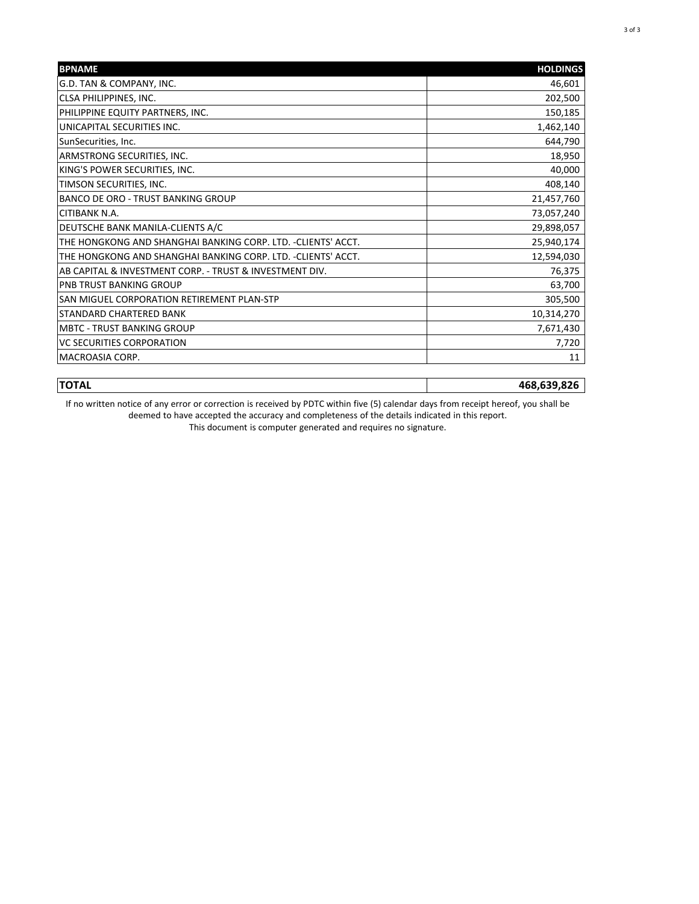| BPNAME | HOLDINGS |
|---|---|
| G.D. TAN & COMPANY, INC. | 46,601 |
| CLSA PHILIPPINES, INC. | 202,500 |
| PHILIPPINE EQUITY PARTNERS, INC. | 150,185 |
| UNICAPITAL SECURITIES INC. | 1,462,140 |
| SunSecurities, Inc. | 644,790 |
| ARMSTRONG SECURITIES, INC. | 18,950 |
| KING'S POWER SECURITIES, INC. | 40,000 |
| TIMSON SECURITIES, INC. | 408,140 |
| BANCO DE ORO - TRUST BANKING GROUP | 21,457,760 |
| CITIBANK N.A. | 73,057,240 |
| DEUTSCHE BANK MANILA-CLIENTS A/C | 29,898,057 |
| THE HONGKONG AND SHANGHAI BANKING CORP. LTD. -CLIENTS' ACCT. | 25,940,174 |
| THE HONGKONG AND SHANGHAI BANKING CORP. LTD. -CLIENTS' ACCT. | 12,594,030 |
| AB CAPITAL & INVESTMENT CORP. - TRUST & INVESTMENT DIV. | 76,375 |
| PNB TRUST BANKING GROUP | 63,700 |
| SAN MIGUEL CORPORATION RETIREMENT PLAN-STP | 305,500 |
| STANDARD CHARTERED BANK | 10,314,270 |
| MBTC - TRUST BANKING GROUP | 7,671,430 |
| VC SECURITIES CORPORATION | 7,720 |
| MACROASIA CORP. | 11 |
| **TOTAL** | **468,639,826** |

If no written notice of any error or correction is received by PDTC within five (5) calendar days from receipt hereof, you shall be deemed to have accepted the accuracy and completeness of the details indicated in this report.

This document is computer generated and requires no signature.